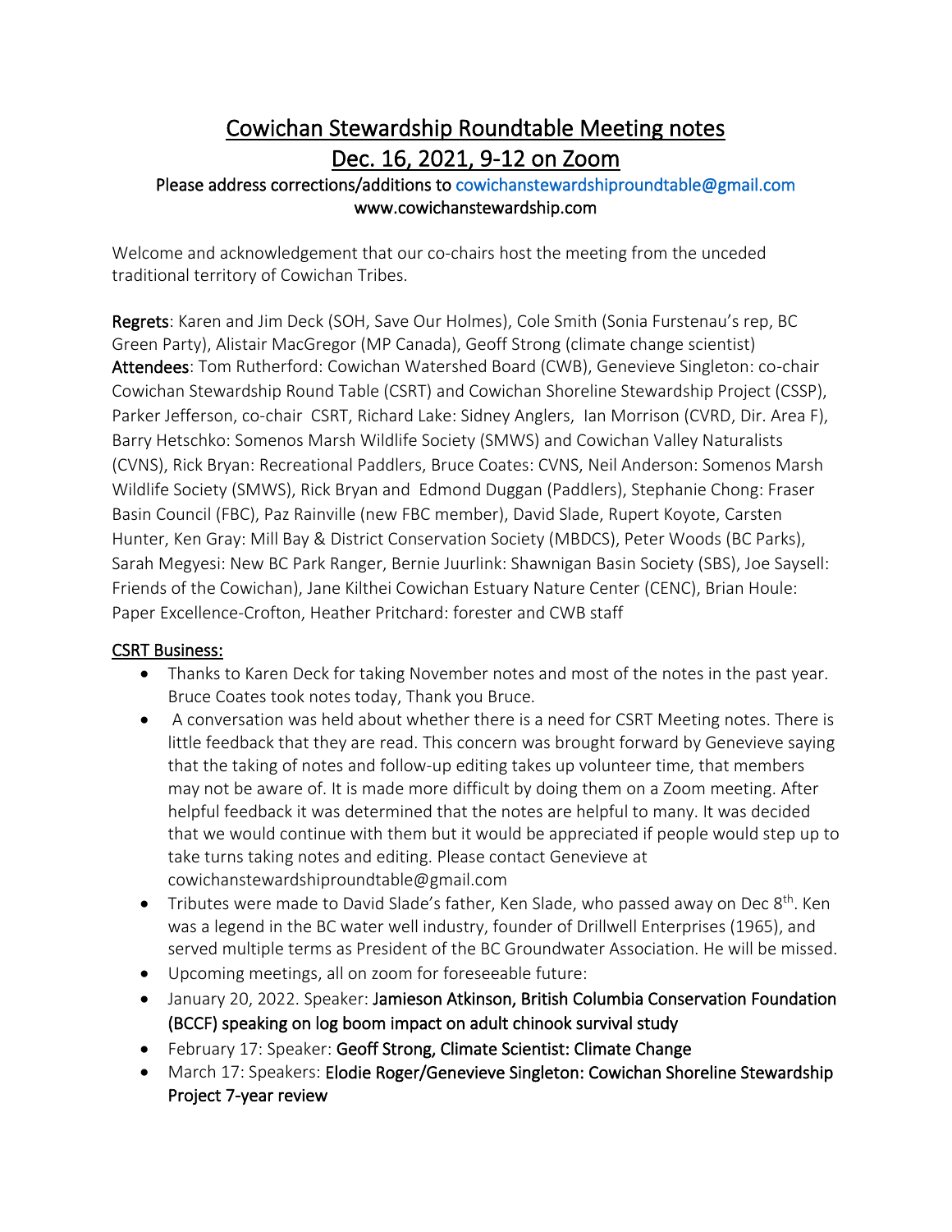# Cowichan Stewardship Roundtable Meeting notes
# Dec. 16, 2021, 9-12 on Zoom

**Please address corrections/additions to cowichanstewardshiproundtable@gmail.com**
**www.cowichanstewardship.com**

Welcome and acknowledgement that our co-chairs host the meeting from the unceded traditional territory of Cowichan Tribes.

**Regrets**: Karen and Jim Deck (SOH, Save Our Holmes), Cole Smith (Sonia Furstenau's rep, BC Green Party), Alistair MacGregor (MP Canada), Geoff Strong (climate change scientist)
**Attendees**: Tom Rutherford: Cowichan Watershed Board (CWB), Genevieve Singleton: co-chair Cowichan Stewardship Round Table (CSRT) and Cowichan Shoreline Stewardship Project (CSSP), Parker Jefferson, co-chair CSRT, Richard Lake: Sidney Anglers, Ian Morrison (CVRD, Dir. Area F), Barry Hetschko: Somenos Marsh Wildlife Society (SMWS) and Cowichan Valley Naturalists (CVNS), Rick Bryan: Recreational Paddlers, Bruce Coates: CVNS, Neil Anderson: Somenos Marsh Wildlife Society (SMWS), Rick Bryan and Edmond Duggan (Paddlers), Stephanie Chong: Fraser Basin Council (FBC), Paz Rainville (new FBC member), David Slade, Rupert Koyote, Carsten Hunter, Ken Gray: Mill Bay & District Conservation Society (MBDCS), Peter Woods (BC Parks), Sarah Megyesi: New BC Park Ranger, Bernie Juurlink: Shawnigan Basin Society (SBS), Joe Saysell: Friends of the Cowichan), Jane Kilthei Cowichan Estuary Nature Center (CENC), Brian Houle: Paper Excellence-Crofton, Heather Pritchard: forester and CWB staff

## CSRT Business:

- Thanks to Karen Deck for taking November notes and most of the notes in the past year. Bruce Coates took notes today, Thank you Bruce.
- A conversation was held about whether there is a need for CSRT Meeting notes. There is little feedback that they are read. This concern was brought forward by Genevieve saying that the taking of notes and follow-up editing takes up volunteer time, that members may not be aware of. It is made more difficult by doing them on a Zoom meeting. After helpful feedback it was determined that the notes are helpful to many. It was decided that we would continue with them but it would be appreciated if people would step up to take turns taking notes and editing. Please contact Genevieve at cowichanstewardshiproundtable@gmail.com
- Tributes were made to David Slade's father, Ken Slade, who passed away on Dec 8th. Ken was a legend in the BC water well industry, founder of Drillwell Enterprises (1965), and served multiple terms as President of the BC Groundwater Association. He will be missed.
- Upcoming meetings, all on zoom for foreseeable future:
- January 20, 2022. Speaker: **Jamieson Atkinson, British Columbia Conservation Foundation (BCCF) speaking on log boom impact on adult chinook survival study**
- February 17: Speaker: **Geoff Strong, Climate Scientist: Climate Change**
- March 17: Speakers: **Elodie Roger/Genevieve Singleton: Cowichan Shoreline Stewardship Project 7-year review**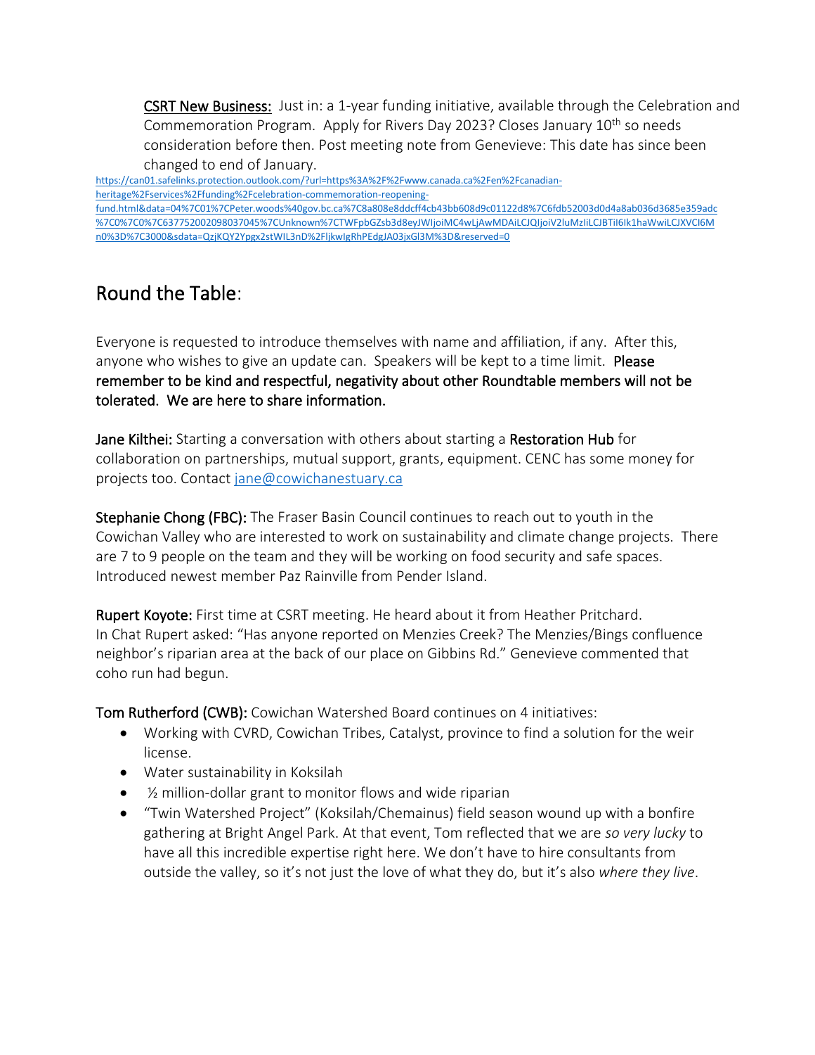**CSRT New Business:** Just in: a 1-year funding initiative, available through the Celebration and Commemoration Program. Apply for Rivers Day 2023? Closes January 10th so needs consideration before then. Post meeting note from Genevieve: This date has since been changed to end of January.

https://can01.safelinks.protection.outlook.com/?url=https%3A%2F%2Fwww.canada.ca%2Fen%2Fcanadian-heritage%2Fservices%2Ffunding%2Fcelebration-commemoration-reopening-fund.html&data=04%7C01%7CPeter.woods%40gov.bc.ca%7C8a808e8ddcff4cb43bb608d9c01122d8%7C6fdb52003d0d4a8ab036d3685e359adc%7C0%7C0%7C637752002098037045%7CUnknown%7CTWFpbGZsb3d8eyJWIjoiMC4wLjAwMDAiLCJQIjoiV2luMzIiLCJBTiI6Ik1haWwiLCJXVCI6Mn0%3D%7C3000&sdata=QzjKQY2Ypgx2stWIL3nD%2FljkwIgRhPEdgJA03jxGl3M%3D&reserved=0

## Round the Table:

Everyone is requested to introduce themselves with name and affiliation, if any. After this, anyone who wishes to give an update can. Speakers will be kept to a time limit. **Please remember to be kind and respectful, negativity about other Roundtable members will not be tolerated. We are here to share information.**

**Jane Kilthei:** Starting a conversation with others about starting a **Restoration Hub** for collaboration on partnerships, mutual support, grants, equipment. CENC has some money for projects too. Contact jane@cowichanestuary.ca

**Stephanie Chong (FBC):** The Fraser Basin Council continues to reach out to youth in the Cowichan Valley who are interested to work on sustainability and climate change projects. There are 7 to 9 people on the team and they will be working on food security and safe spaces. Introduced newest member Paz Rainville from Pender Island.

**Rupert Koyote:** First time at CSRT meeting. He heard about it from Heather Pritchard. In Chat Rupert asked: "Has anyone reported on Menzies Creek? The Menzies/Bings confluence neighbor's riparian area at the back of our place on Gibbins Rd." Genevieve commented that coho run had begun.

**Tom Rutherford (CWB):** Cowichan Watershed Board continues on 4 initiatives:

- Working with CVRD, Cowichan Tribes, Catalyst, province to find a solution for the weir license.
- Water sustainability in Koksilah
- ½ million-dollar grant to monitor flows and wide riparian
- "Twin Watershed Project" (Koksilah/Chemainus) field season wound up with a bonfire gathering at Bright Angel Park. At that event, Tom reflected that we are *so very lucky* to have all this incredible expertise right here. We don't have to hire consultants from outside the valley, so it's not just the love of what they do, but it's also *where they live*.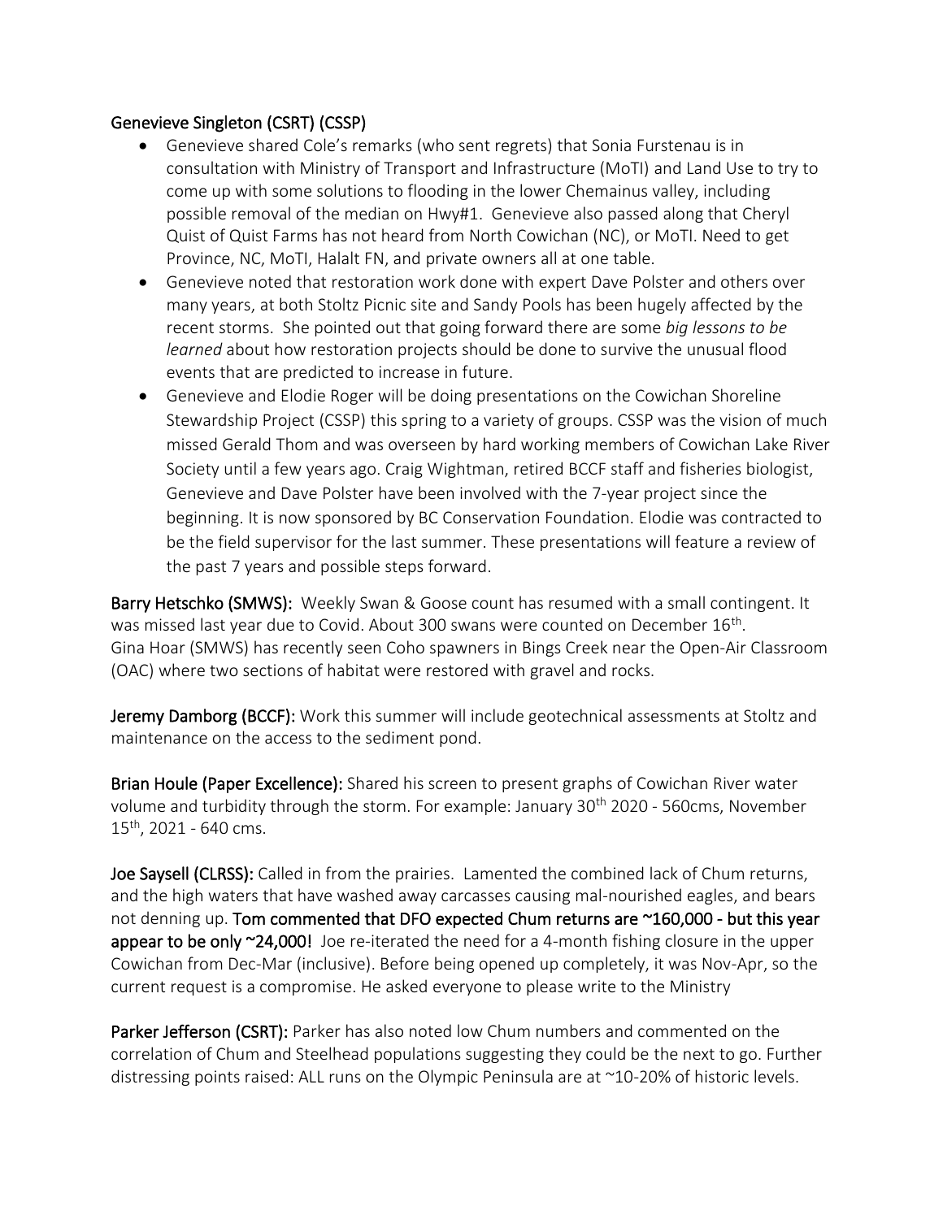**Genevieve Singleton (CSRT) (CSSP)**

- Genevieve shared Cole's remarks (who sent regrets) that Sonia Furstenau is in consultation with Ministry of Transport and Infrastructure (MoTI) and Land Use to try to come up with some solutions to flooding in the lower Chemainus valley, including possible removal of the median on Hwy#1. Genevieve also passed along that Cheryl Quist of Quist Farms has not heard from North Cowichan (NC), or MoTI. Need to get Province, NC, MoTI, Halalt FN, and private owners all at one table.
- Genevieve noted that restoration work done with expert Dave Polster and others over many years, at both Stoltz Picnic site and Sandy Pools has been hugely affected by the recent storms. She pointed out that going forward there are some *big lessons to be learned* about how restoration projects should be done to survive the unusual flood events that are predicted to increase in future.
- Genevieve and Elodie Roger will be doing presentations on the Cowichan Shoreline Stewardship Project (CSSP) this spring to a variety of groups. CSSP was the vision of much missed Gerald Thom and was overseen by hard working members of Cowichan Lake River Society until a few years ago. Craig Wightman, retired BCCF staff and fisheries biologist, Genevieve and Dave Polster have been involved with the 7-year project since the beginning. It is now sponsored by BC Conservation Foundation. Elodie was contracted to be the field supervisor for the last summer. These presentations will feature a review of the past 7 years and possible steps forward.

**Barry Hetschko (SMWS):** Weekly Swan & Goose count has resumed with a small contingent. It was missed last year due to Covid. About 300 swans were counted on December 16th.
Gina Hoar (SMWS) has recently seen Coho spawners in Bings Creek near the Open-Air Classroom (OAC) where two sections of habitat were restored with gravel and rocks.

**Jeremy Damborg (BCCF):** Work this summer will include geotechnical assessments at Stoltz and maintenance on the access to the sediment pond.

**Brian Houle (Paper Excellence):** Shared his screen to present graphs of Cowichan River water volume and turbidity through the storm. For example: January 30th 2020 - 560cms, November 15th, 2021 - 640 cms.

**Joe Saysell (CLRSS):** Called in from the prairies. Lamented the combined lack of Chum returns, and the high waters that have washed away carcasses causing mal-nourished eagles, and bears not denning up. **Tom commented that DFO expected Chum returns are ~160,000 - but this year appear to be only ~24,000!** Joe re-iterated the need for a 4-month fishing closure in the upper Cowichan from Dec-Mar (inclusive). Before being opened up completely, it was Nov-Apr, so the current request is a compromise. He asked everyone to please write to the Ministry

**Parker Jefferson (CSRT):** Parker has also noted low Chum numbers and commented on the correlation of Chum and Steelhead populations suggesting they could be the next to go. Further distressing points raised: ALL runs on the Olympic Peninsula are at ~10-20% of historic levels.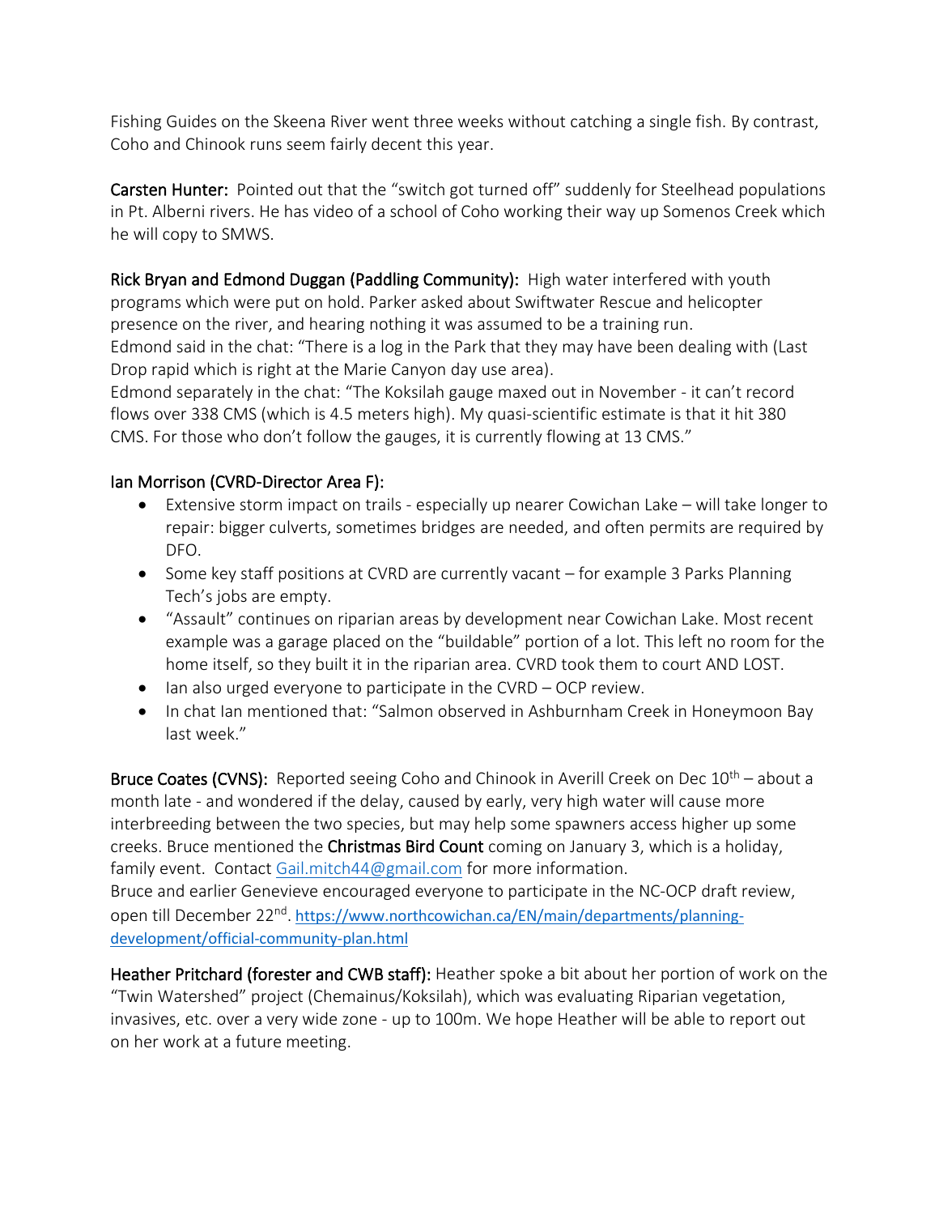Fishing Guides on the Skeena River went three weeks without catching a single fish. By contrast, Coho and Chinook runs seem fairly decent this year.

**Carsten Hunter:** Pointed out that the "switch got turned off" suddenly for Steelhead populations in Pt. Alberni rivers. He has video of a school of Coho working their way up Somenos Creek which he will copy to SMWS.

**Rick Bryan and Edmond Duggan (Paddling Community):** High water interfered with youth programs which were put on hold. Parker asked about Swiftwater Rescue and helicopter presence on the river, and hearing nothing it was assumed to be a training run.
Edmond said in the chat: "There is a log in the Park that they may have been dealing with (Last Drop rapid which is right at the Marie Canyon day use area).
Edmond separately in the chat: "The Koksilah gauge maxed out in November - it can't record flows over 338 CMS (which is 4.5 meters high). My quasi-scientific estimate is that it hit 380 CMS. For those who don't follow the gauges, it is currently flowing at 13 CMS."

Ian Morrison (CVRD-Director Area F):

- Extensive storm impact on trails - especially up nearer Cowichan Lake – will take longer to repair: bigger culverts, sometimes bridges are needed, and often permits are required by DFO.
- Some key staff positions at CVRD are currently vacant – for example 3 Parks Planning Tech's jobs are empty.
- "Assault" continues on riparian areas by development near Cowichan Lake. Most recent example was a garage placed on the "buildable" portion of a lot. This left no room for the home itself, so they built it in the riparian area. CVRD took them to court AND LOST.
- Ian also urged everyone to participate in the CVRD – OCP review.
- In chat Ian mentioned that: "Salmon observed in Ashburnham Creek in Honeymoon Bay last week."

**Bruce Coates (CVNS):** Reported seeing Coho and Chinook in Averill Creek on Dec 10th – about a month late - and wondered if the delay, caused by early, very high water will cause more interbreeding between the two species, but may help some spawners access higher up some creeks. Bruce mentioned the **Christmas Bird Count** coming on January 3, which is a holiday, family event. Contact Gail.mitch44@gmail.com for more information.
Bruce and earlier Genevieve encouraged everyone to participate in the NC-OCP draft review, open till December 22nd. https://www.northcowichan.ca/EN/main/departments/planning-development/official-community-plan.html

**Heather Pritchard (forester and CWB staff):** Heather spoke a bit about her portion of work on the "Twin Watershed" project (Chemainus/Koksilah), which was evaluating Riparian vegetation, invasives, etc. over a very wide zone - up to 100m. We hope Heather will be able to report out on her work at a future meeting.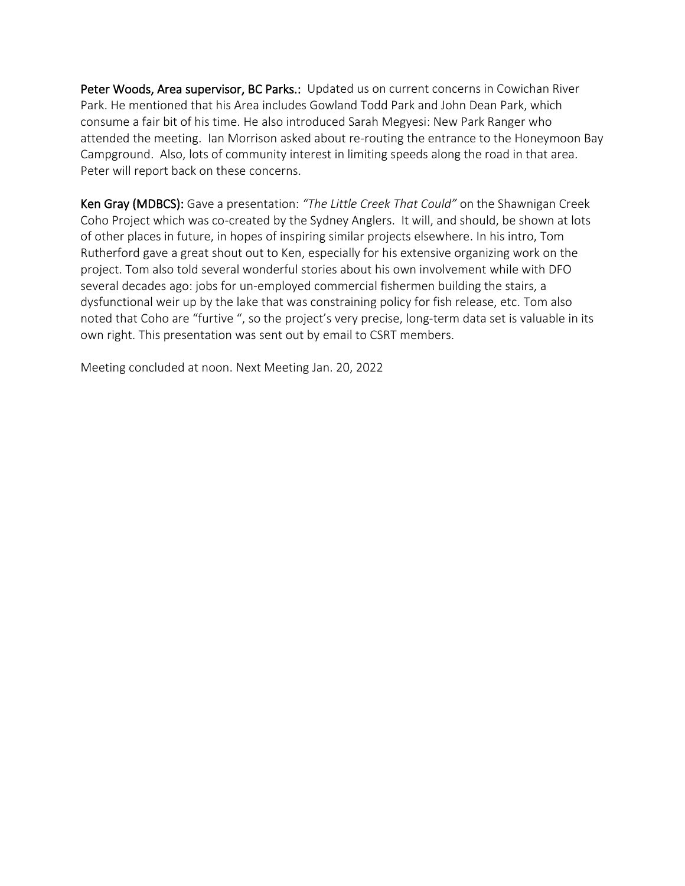**Peter Woods, Area supervisor, BC Parks.:** Updated us on current concerns in Cowichan River Park. He mentioned that his Area includes Gowland Todd Park and John Dean Park, which consume a fair bit of his time. He also introduced Sarah Megyesi: New Park Ranger who attended the meeting. Ian Morrison asked about re-routing the entrance to the Honeymoon Bay Campground. Also, lots of community interest in limiting speeds along the road in that area. Peter will report back on these concerns.

**Ken Gray (MDBCS):** Gave a presentation: *"The Little Creek That Could"* on the Shawnigan Creek Coho Project which was co-created by the Sydney Anglers. It will, and should, be shown at lots of other places in future, in hopes of inspiring similar projects elsewhere. In his intro, Tom Rutherford gave a great shout out to Ken, especially for his extensive organizing work on the project. Tom also told several wonderful stories about his own involvement while with DFO several decades ago: jobs for un-employed commercial fishermen building the stairs, a dysfunctional weir up by the lake that was constraining policy for fish release, etc. Tom also noted that Coho are "furtive ", so the project's very precise, long-term data set is valuable in its own right. This presentation was sent out by email to CSRT members.

Meeting concluded at noon. Next Meeting Jan. 20, 2022